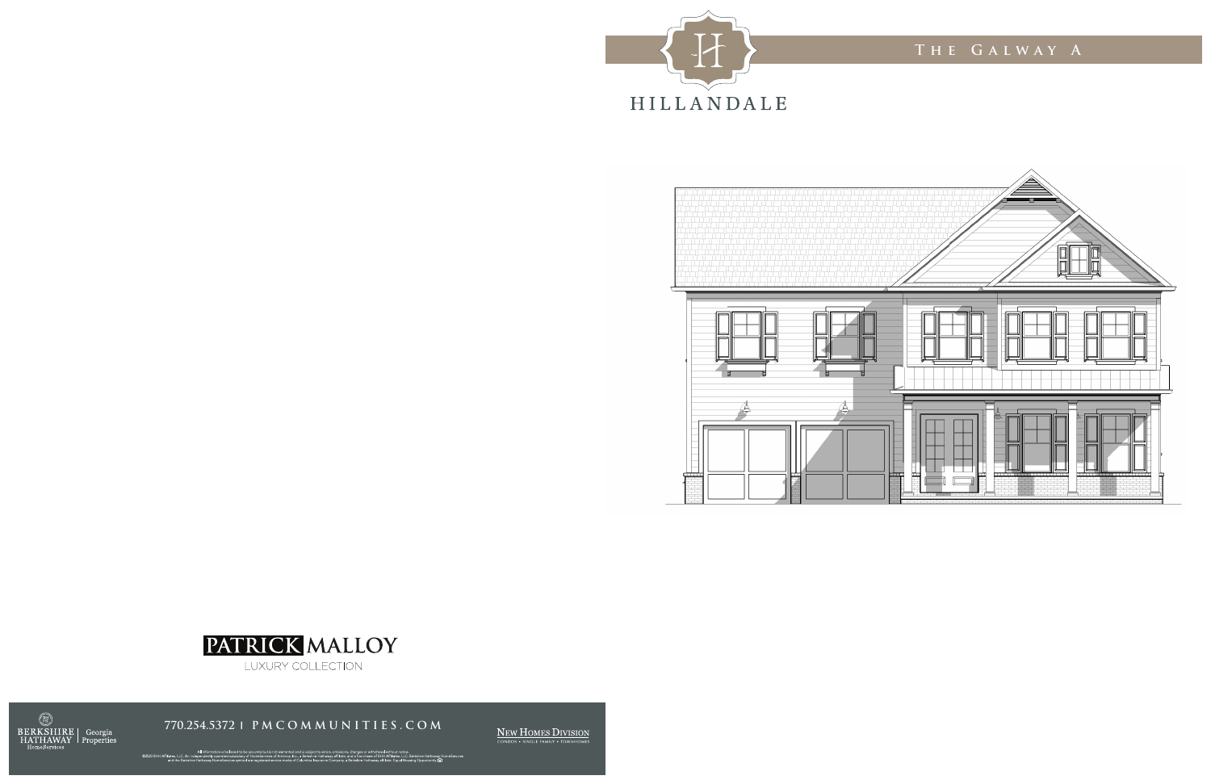# The Galway A

HILLANDALE

PATRICK MALLOY
LUXURY COLLECTION

BERKSHIRE HATHAWAY HomeServices | Georgia Properties

770.254.5372 | PMCOMMUNITIES.COM

NEW HOMES DIVISION
CONDOS • SINGLE FAMILY • TOWNHOMES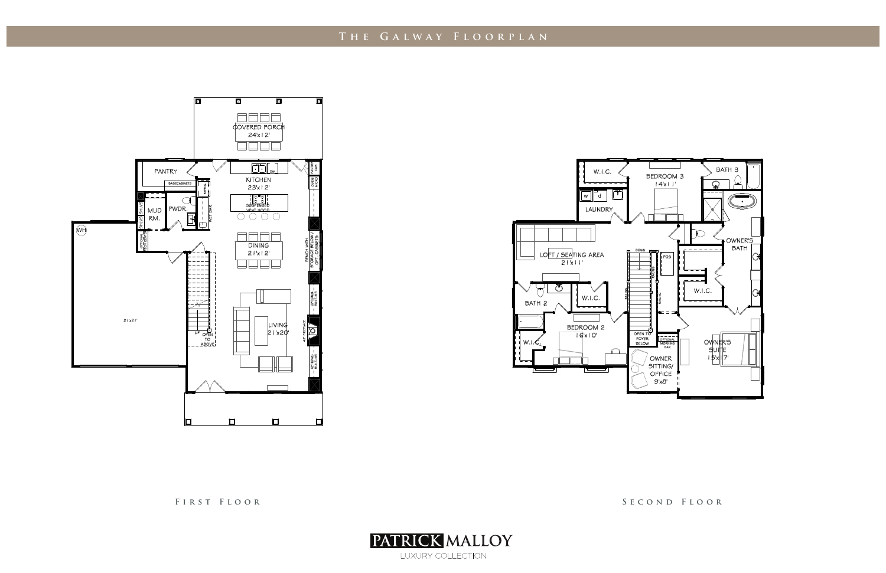# The Galway Floorplan

## First Floor

COVERED PORCH
24'x12'

PANTRY

KITCHEN
23'x12'

MUD RM.

PWDR.

DINING
21'x12'

LIVING
21'x20'

21'x21'

WH

OPEN TO ABOVE

UP

SUSPENDED VENT HOOD

WET BAR

BENCH WITH STORAGE BELOW / OPT. CABINETS

OPTIONAL BUILT-INS

42" FIREPLACE

## Second Floor

W.I.C.

BEDROOM 3
14'x11'

BATH 3

LAUNDRY

LOFT / SEATING AREA
21'x11'

OWNER'S BATH

W.I.C.

BATH 2

W.I.C.

BEDROOM 2
14'x10'

W.I.C.

OPEN TO FOYER BELOW

OPTIONAL MORNING BAR

OWNER SITTING/ OFFICE
9'x8'

OWNER'S SUITE
15'x17'

DOWN

PDS

RAILING

PATRICK MALLOY
LUXURY COLLECTION